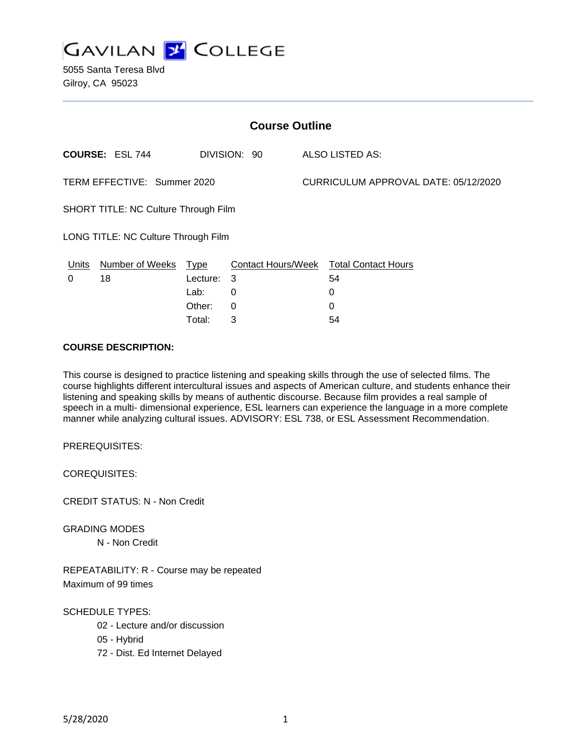# Gavilan College

5055 Santa Teresa Blvd
Gilroy, CA 95023

## Course Outline

**COURSE:** ESL 744 DIVISION: 90 ALSO LISTED AS:

TERM EFFECTIVE: Summer 2020 CURRICULUM APPROVAL DATE: 05/12/2020

SHORT TITLE: NC Culture Through Film

LONG TITLE: NC Culture Through Film

| Units | Number of Weeks | Type | Contact Hours/Week | Total Contact Hours |
|---|---|---|---|---|
| 0 | 18 | Lecture: | 3 | 54 |
| | | Lab: | 0 | 0 |
| | | Other: | 0 | 0 |
| | | Total: | 3 | 54 |

**COURSE DESCRIPTION:**

This course is designed to practice listening and speaking skills through the use of selected films. The course highlights different intercultural issues and aspects of American culture, and students enhance their listening and speaking skills by means of authentic discourse. Because film provides a real sample of speech in a multi- dimensional experience, ESL learners can experience the language in a more complete manner while analyzing cultural issues. ADVISORY: ESL 738, or ESL Assessment Recommendation.

PREREQUISITES:

COREQUISITES:

CREDIT STATUS: N - Non Credit

GRADING MODES

- N - Non Credit

REPEATABILITY: R - Course may be repeated
Maximum of 99 times

SCHEDULE TYPES:

- 02 - Lecture and/or discussion
- 05 - Hybrid
- 72 - Dist. Ed Internet Delayed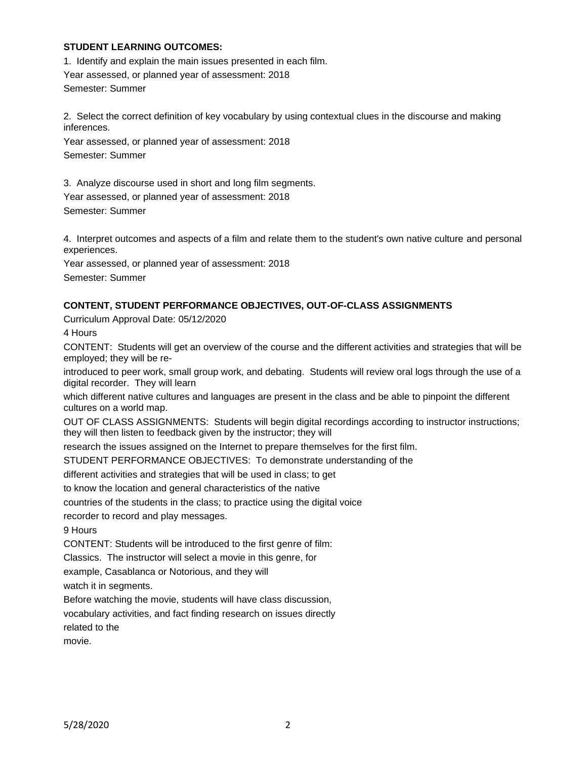**STUDENT LEARNING OUTCOMES:**

1. Identify and explain the main issues presented in each film.
Year assessed, or planned year of assessment: 2018
Semester: Summer

2. Select the correct definition of key vocabulary by using contextual clues in the discourse and making inferences.
Year assessed, or planned year of assessment: 2018
Semester: Summer

3. Analyze discourse used in short and long film segments.
Year assessed, or planned year of assessment: 2018
Semester: Summer

4. Interpret outcomes and aspects of a film and relate them to the student's own native culture and personal experiences.
Year assessed, or planned year of assessment: 2018
Semester: Summer

**CONTENT, STUDENT PERFORMANCE OBJECTIVES, OUT-OF-CLASS ASSIGNMENTS**

Curriculum Approval Date: 05/12/2020

4 Hours

CONTENT: Students will get an overview of the course and the different activities and strategies that will be employed; they will be re-introduced to peer work, small group work, and debating. Students will review oral logs through the use of a digital recorder. They will learn which different native cultures and languages are present in the class and be able to pinpoint the different cultures on a world map.

OUT OF CLASS ASSIGNMENTS: Students will begin digital recordings according to instructor instructions; they will then listen to feedback given by the instructor; they will research the issues assigned on the Internet to prepare themselves for the first film.

STUDENT PERFORMANCE OBJECTIVES: To demonstrate understanding of the different activities and strategies that will be used in class; to get to know the location and general characteristics of the native countries of the students in the class; to practice using the digital voice recorder to record and play messages.

9 Hours

CONTENT: Students will be introduced to the first genre of film: Classics. The instructor will select a movie in this genre, for example, Casablanca or Notorious, and they will watch it in segments.

Before watching the movie, students will have class discussion, vocabulary activities, and fact finding research on issues directly related to the movie.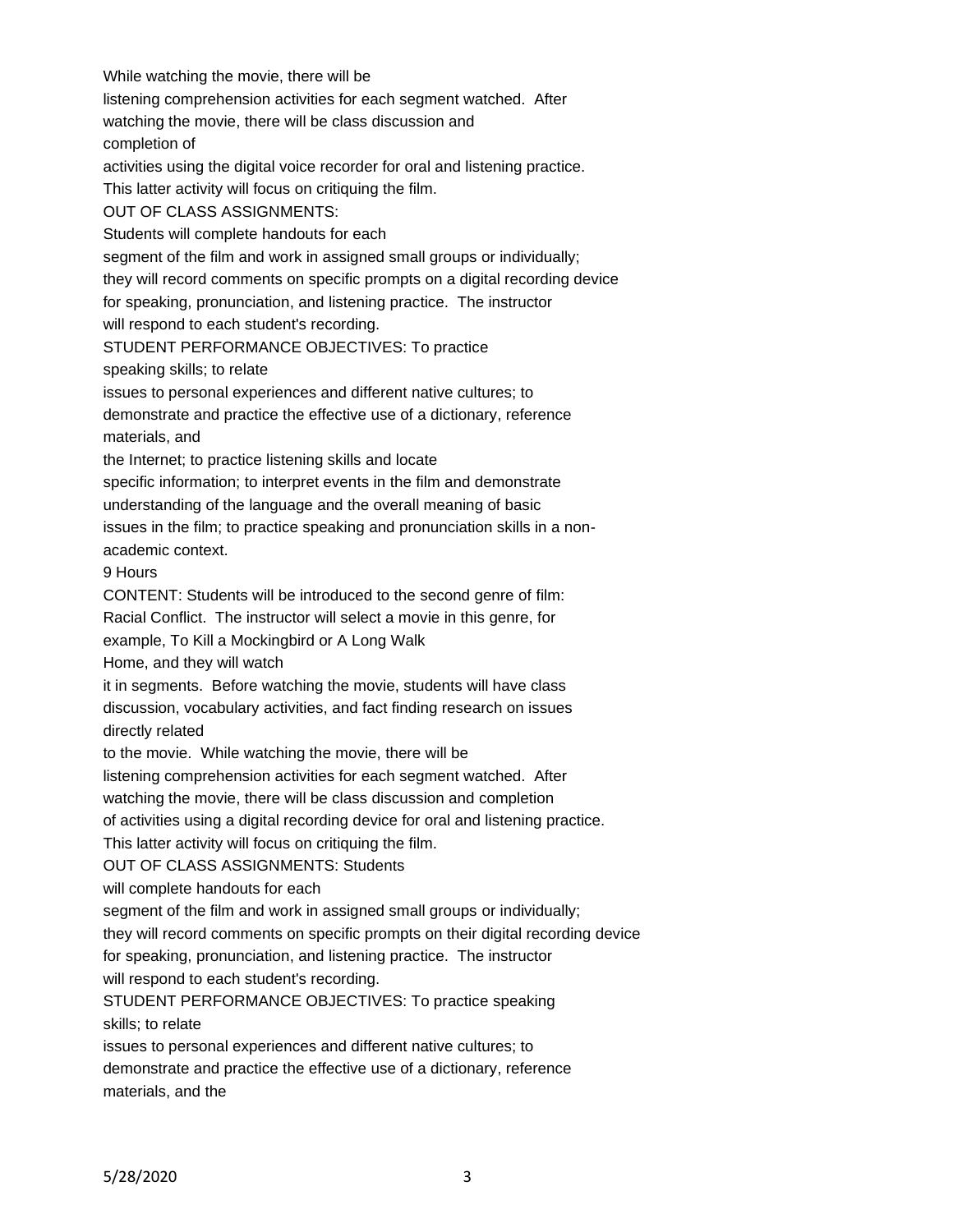While watching the movie, there will be listening comprehension activities for each segment watched. After watching the movie, there will be class discussion and completion of activities using the digital voice recorder for oral and listening practice. This latter activity will focus on critiquing the film.

OUT OF CLASS ASSIGNMENTS:

Students will complete handouts for each segment of the film and work in assigned small groups or individually; they will record comments on specific prompts on a digital recording device for speaking, pronunciation, and listening practice. The instructor will respond to each student's recording.

STUDENT PERFORMANCE OBJECTIVES: To practice speaking skills; to relate issues to personal experiences and different native cultures; to demonstrate and practice the effective use of a dictionary, reference materials, and the Internet; to practice listening skills and locate specific information; to interpret events in the film and demonstrate understanding of the language and the overall meaning of basic issues in the film; to practice speaking and pronunciation skills in a non-academic context.

9 Hours

CONTENT: Students will be introduced to the second genre of film: Racial Conflict. The instructor will select a movie in this genre, for example, To Kill a Mockingbird or A Long Walk Home, and they will watch it in segments. Before watching the movie, students will have class discussion, vocabulary activities, and fact finding research on issues directly related to the movie. While watching the movie, there will be listening comprehension activities for each segment watched. After watching the movie, there will be class discussion and completion of activities using a digital recording device for oral and listening practice. This latter activity will focus on critiquing the film.

OUT OF CLASS ASSIGNMENTS: Students will complete handouts for each segment of the film and work in assigned small groups or individually; they will record comments on specific prompts on their digital recording device for speaking, pronunciation, and listening practice. The instructor will respond to each student's recording.

STUDENT PERFORMANCE OBJECTIVES: To practice speaking skills; to relate issues to personal experiences and different native cultures; to demonstrate and practice the effective use of a dictionary, reference materials, and the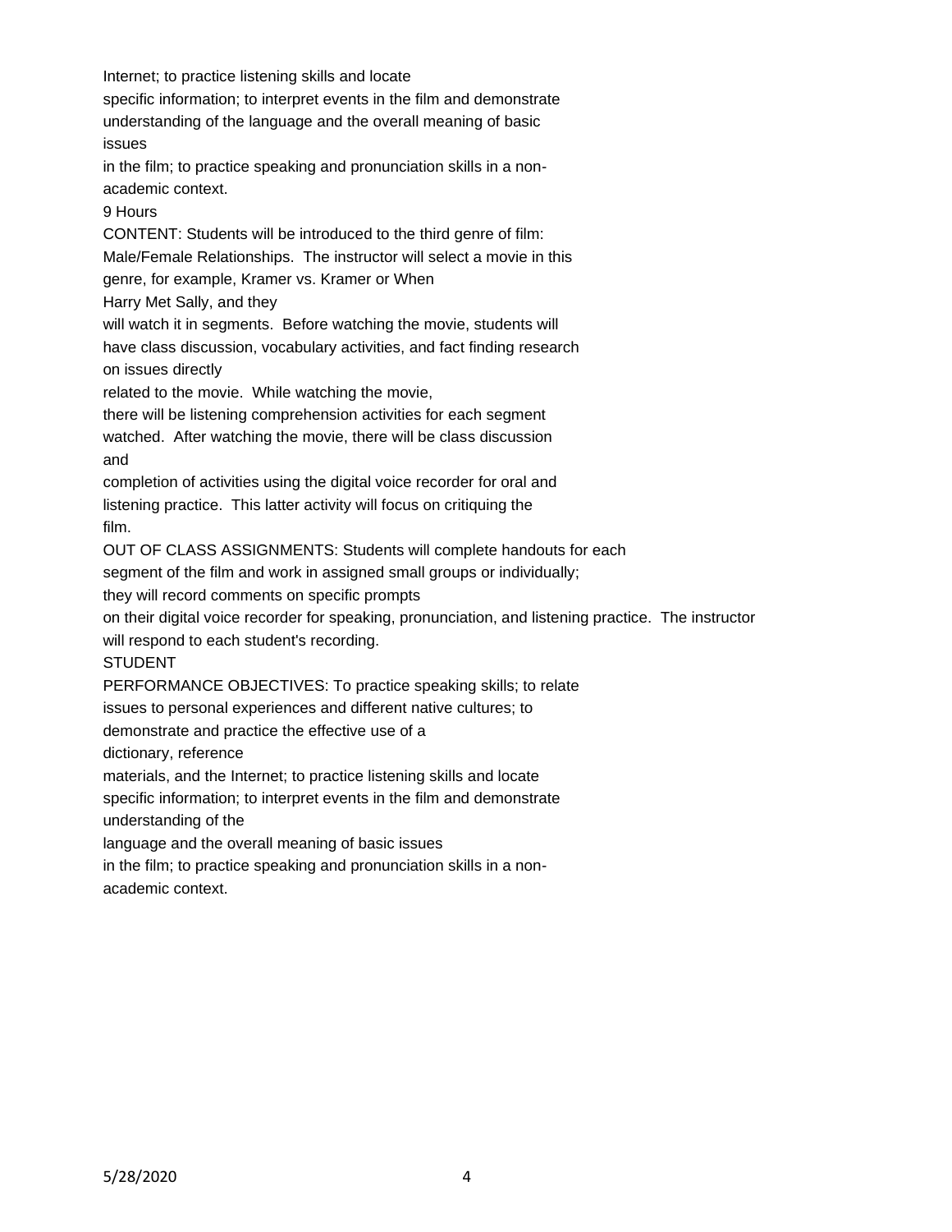Internet; to practice listening skills and locate specific information; to interpret events in the film and demonstrate understanding of the language and the overall meaning of basic issues in the film; to practice speaking and pronunciation skills in a non-academic context.

9 Hours

CONTENT: Students will be introduced to the third genre of film: Male/Female Relationships. The instructor will select a movie in this genre, for example, Kramer vs. Kramer or When Harry Met Sally, and they will watch it in segments. Before watching the movie, students will have class discussion, vocabulary activities, and fact finding research on issues directly related to the movie. While watching the movie, there will be listening comprehension activities for each segment watched. After watching the movie, there will be class discussion and completion of activities using the digital voice recorder for oral and listening practice. This latter activity will focus on critiquing the film.

OUT OF CLASS ASSIGNMENTS: Students will complete handouts for each segment of the film and work in assigned small groups or individually; they will record comments on specific prompts on their digital voice recorder for speaking, pronunciation, and listening practice. The instructor will respond to each student's recording.

STUDENT PERFORMANCE OBJECTIVES: To practice speaking skills; to relate issues to personal experiences and different native cultures; to demonstrate and practice the effective use of a dictionary, reference materials, and the Internet; to practice listening skills and locate specific information; to interpret events in the film and demonstrate understanding of the language and the overall meaning of basic issues in the film; to practice speaking and pronunciation skills in a non-academic context.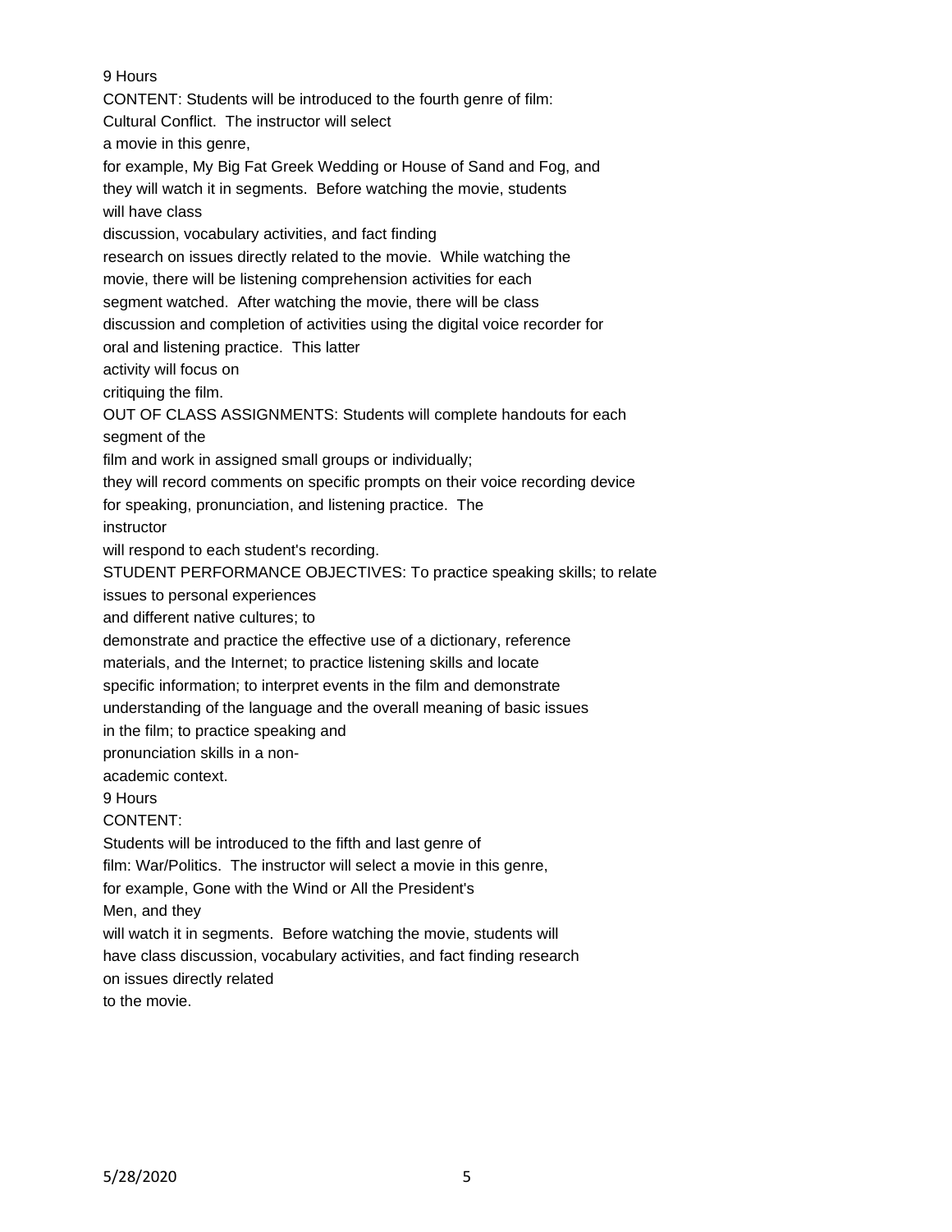9 Hours

CONTENT: Students will be introduced to the fourth genre of film: Cultural Conflict. The instructor will select a movie in this genre, for example, My Big Fat Greek Wedding or House of Sand and Fog, and they will watch it in segments. Before watching the movie, students will have class discussion, vocabulary activities, and fact finding research on issues directly related to the movie. While watching the movie, there will be listening comprehension activities for each segment watched. After watching the movie, there will be class discussion and completion of activities using the digital voice recorder for oral and listening practice. This latter activity will focus on critiquing the film.

OUT OF CLASS ASSIGNMENTS: Students will complete handouts for each segment of the film and work in assigned small groups or individually; they will record comments on specific prompts on their voice recording device for speaking, pronunciation, and listening practice. The instructor will respond to each student's recording.

STUDENT PERFORMANCE OBJECTIVES: To practice speaking skills; to relate issues to personal experiences and different native cultures; to demonstrate and practice the effective use of a dictionary, reference materials, and the Internet; to practice listening skills and locate specific information; to interpret events in the film and demonstrate understanding of the language and the overall meaning of basic issues in the film; to practice speaking and pronunciation skills in a non-academic context.

9 Hours

CONTENT:

Students will be introduced to the fifth and last genre of film: War/Politics. The instructor will select a movie in this genre, for example, Gone with the Wind or All the President's Men, and they will watch it in segments. Before watching the movie, students will have class discussion, vocabulary activities, and fact finding research on issues directly related to the movie.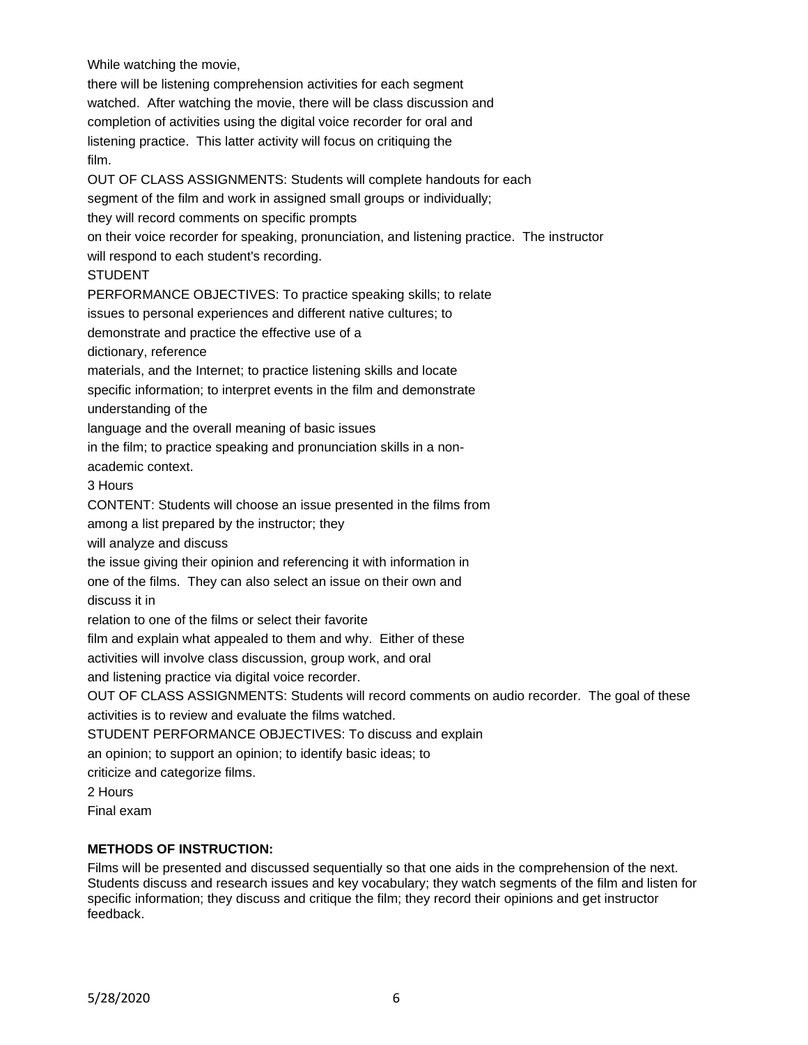While watching the movie, there will be listening comprehension activities for each segment watched. After watching the movie, there will be class discussion and completion of activities using the digital voice recorder for oral and listening practice. This latter activity will focus on critiquing the film.

OUT OF CLASS ASSIGNMENTS: Students will complete handouts for each segment of the film and work in assigned small groups or individually; they will record comments on specific prompts on their voice recorder for speaking, pronunciation, and listening practice. The instructor will respond to each student's recording.

STUDENT PERFORMANCE OBJECTIVES: To practice speaking skills; to relate issues to personal experiences and different native cultures; to demonstrate and practice the effective use of a dictionary, reference materials, and the Internet; to practice listening skills and locate specific information; to interpret events in the film and demonstrate understanding of the language and the overall meaning of basic issues in the film; to practice speaking and pronunciation skills in a non-academic context.

3 Hours

CONTENT: Students will choose an issue presented in the films from among a list prepared by the instructor; they will analyze and discuss the issue giving their opinion and referencing it with information in one of the films. They can also select an issue on their own and discuss it in relation to one of the films or select their favorite film and explain what appealed to them and why. Either of these activities will involve class discussion, group work, and oral and listening practice via digital voice recorder.

OUT OF CLASS ASSIGNMENTS: Students will record comments on audio recorder. The goal of these activities is to review and evaluate the films watched.

STUDENT PERFORMANCE OBJECTIVES: To discuss and explain an opinion; to support an opinion; to identify basic ideas; to criticize and categorize films.

2 Hours

Final exam

**METHODS OF INSTRUCTION:**

Films will be presented and discussed sequentially so that one aids in the comprehension of the next. Students discuss and research issues and key vocabulary; they watch segments of the film and listen for specific information; they discuss and critique the film; they record their opinions and get instructor feedback.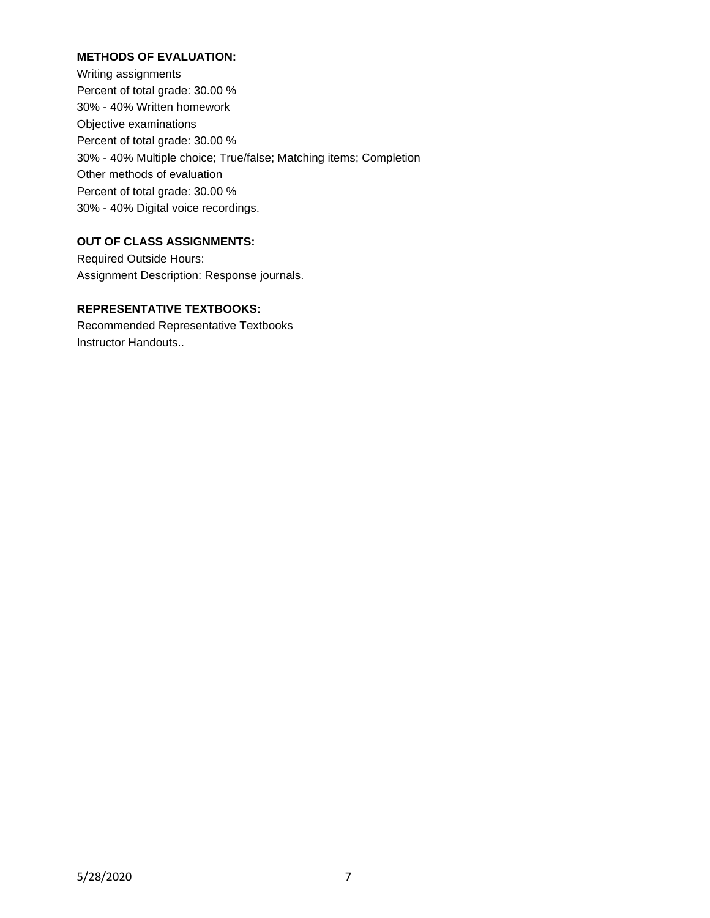**METHODS OF EVALUATION:**

Writing assignments
Percent of total grade: 30.00 %
30% - 40% Written homework
Objective examinations
Percent of total grade: 30.00 %
30% - 40% Multiple choice; True/false; Matching items; Completion
Other methods of evaluation
Percent of total grade: 30.00 %
30% - 40% Digital voice recordings.

**OUT OF CLASS ASSIGNMENTS:**

Required Outside Hours:
Assignment Description: Response journals.

**REPRESENTATIVE TEXTBOOKS:**

Recommended Representative Textbooks
Instructor Handouts..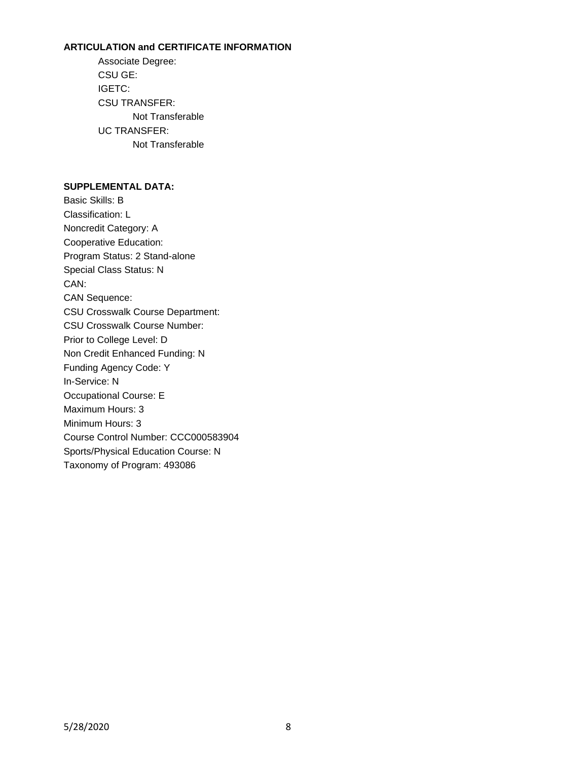**ARTICULATION and CERTIFICATE INFORMATION**

Associate Degree:
CSU GE:
IGETC:
CSU TRANSFER:
Not Transferable
UC TRANSFER:
Not Transferable

**SUPPLEMENTAL DATA:**

Basic Skills: B
Classification: L
Noncredit Category: A
Cooperative Education:
Program Status: 2 Stand-alone
Special Class Status: N
CAN:
CAN Sequence:
CSU Crosswalk Course Department:
CSU Crosswalk Course Number:
Prior to College Level: D
Non Credit Enhanced Funding: N
Funding Agency Code: Y
In-Service: N
Occupational Course: E
Maximum Hours: 3
Minimum Hours: 3
Course Control Number: CCC000583904
Sports/Physical Education Course: N
Taxonomy of Program: 493086